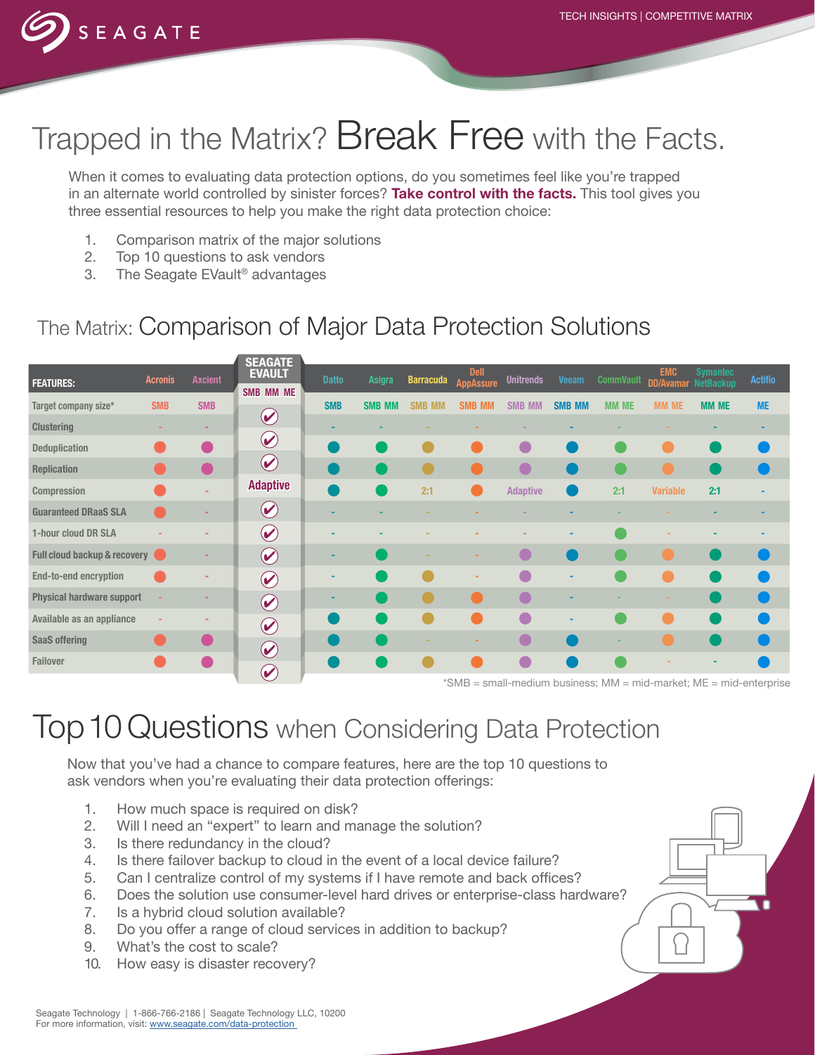# Trapped in the Matrix? Break Free with the Facts.

When it comes to evaluating data protection options, do you sometimes feel like you're trapped in an alternate world controlled by sinister forces? **Take control with the facts.** This tool gives you three essential resources to help you make the right data protection choice:

1. Comparison matrix of the major solutions
2. Top 10 questions to ask vendors
3. The Seagate EVault® advantages

## The Matrix: Comparison of Major Data Protection Solutions

| FEATURES: | Acronis | Axcient | SEAGATE EVAULT | Datto | Asigra | Barracuda | Dell AppAssure | Unitrends | Veeam | CommVault | EMC DD/Avamar | Symantec NetBackup | Actifio |
|---|---|---|---|---|---|---|---|---|---|---|---|---|---|
| Target company size* | SMB | SMB | SMB MM ME | SMB | SMB MM | SMB MM | SMB MM | SMB MM | SMB MM | MM ME | MM ME | MM ME | ME |
| Clustering | - | - | ✔ | - | - | - | - | - | - | - | - | - | - |
| Deduplication | ● | ● | ✔ | ● | ● | ● | ● | ● | ● | ● | ● | ● | ● |
| Replication | ● | ● | ✔ | ● | ● | ● | ● | ● | ● | ● | ● | ● | ● |
| Compression | ● | - | Adaptive | ● | ● | 2:1 | ● | Adaptive | ● | 2:1 | Variable | 2:1 | - |
| Guaranteed DRaaS SLA | ● | - | ✔ | - | - | - | - | - | - | - | - | - | - |
| 1-hour cloud DR SLA | - | - | ✔ | - | - | - | - | - | - | ● | - | - | - |
| Full cloud backup & recovery | ● | - | ✔ | - | ● | - | - | ● | ● | ● | ● | ● | ● |
| End-to-end encryption | ● | - | ✔ | - | ● | ● | - | ● | - | ● | ● | ● | ● |
| Physical hardware support | - | - | ✔ | - | ● | ● | ● | ● | - | - | - | ● | ● |
| Available as an appliance | - | - | ✔ | ● | ● | ● | ● | ● | - | ● | ● | ● | ● |
| SaaS offering | ● | ● | ✔ | ● | ● | - | - | ● | ● | - | ● | ● | ● |
| Failover | ● | ● | ✔ | ● | ● | ● | ● | ● | ● | ● | - | - | ● |

*SMB = small-medium business; MM = mid-market; ME = mid-enterprise

# Top 10 Questions when Considering Data Protection

Now that you've had a chance to compare features, here are the top 10 questions to ask vendors when you're evaluating their data protection offerings:

1. How much space is required on disk?
2. Will I need an "expert" to learn and manage the solution?
3. Is there redundancy in the cloud?
4. Is there failover backup to cloud in the event of a local device failure?
5. Can I centralize control of my systems if I have remote and back offices?
6. Does the solution use consumer-level hard drives or enterprise-class hardware?
7. Is a hybrid cloud solution available?
8. Do you offer a range of cloud services in addition to backup?
9. What's the cost to scale?
10. How easy is disaster recovery?

Seagate Technology | 1-866-766-2186 | Seagate Technology LLC, 10200
For more information, visit: www.seagate.com/data-protection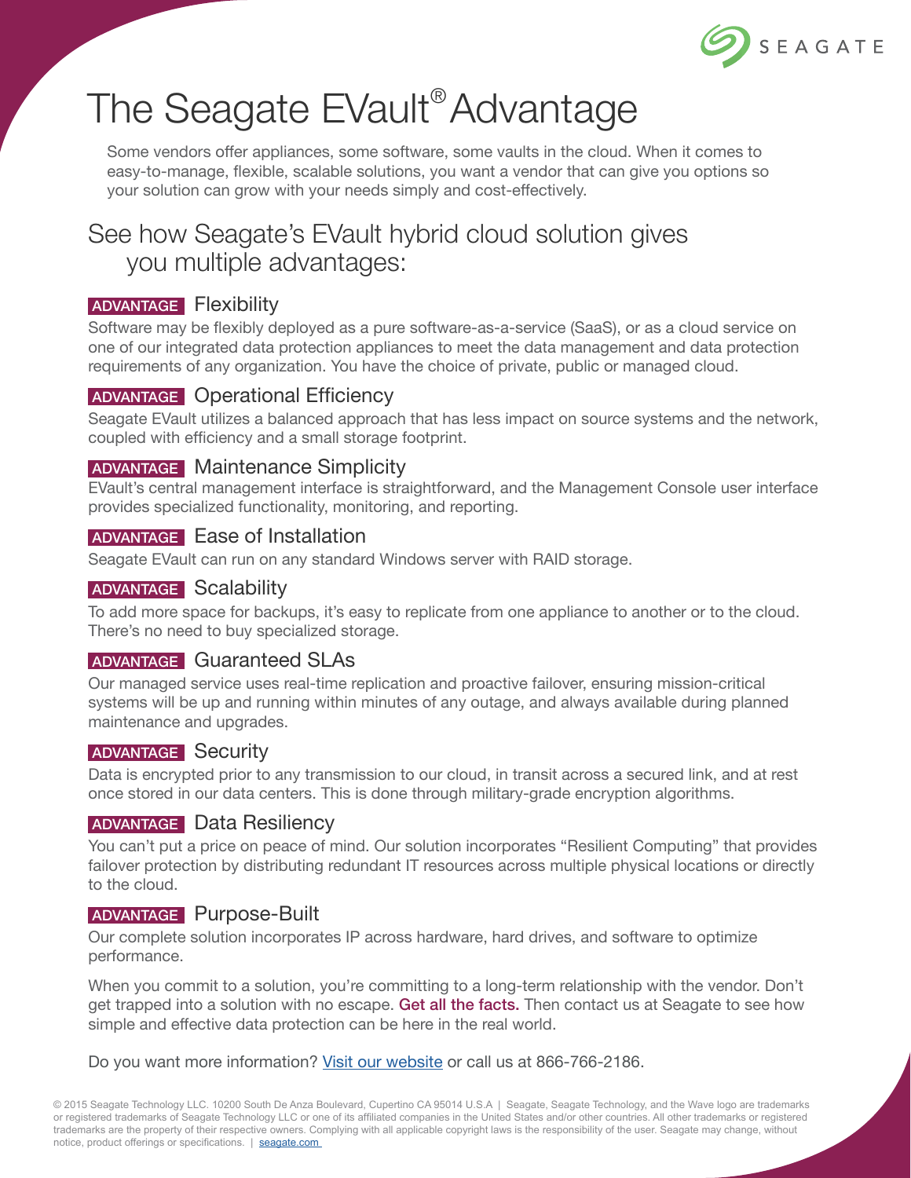# The Seagate EVault® Advantage

Some vendors offer appliances, some software, some vaults in the cloud. When it comes to easy-to-manage, flexible, scalable solutions, you want a vendor that can give you options so your solution can grow with your needs simply and cost-effectively.

## See how Seagate's EVault hybrid cloud solution gives you multiple advantages:

### ADVANTAGE Flexibility

Software may be flexibly deployed as a pure software-as-a-service (SaaS), or as a cloud service on one of our integrated data protection appliances to meet the data management and data protection requirements of any organization. You have the choice of private, public or managed cloud.

### ADVANTAGE Operational Efficiency

Seagate EVault utilizes a balanced approach that has less impact on source systems and the network, coupled with efficiency and a small storage footprint.

### ADVANTAGE Maintenance Simplicity

EVault's central management interface is straightforward, and the Management Console user interface provides specialized functionality, monitoring, and reporting.

### ADVANTAGE Ease of Installation

Seagate EVault can run on any standard Windows server with RAID storage.

### ADVANTAGE Scalability

To add more space for backups, it's easy to replicate from one appliance to another or to the cloud. There's no need to buy specialized storage.

### ADVANTAGE Guaranteed SLAs

Our managed service uses real-time replication and proactive failover, ensuring mission-critical systems will be up and running within minutes of any outage, and always available during planned maintenance and upgrades.

### ADVANTAGE Security

Data is encrypted prior to any transmission to our cloud, in transit across a secured link, and at rest once stored in our data centers. This is done through military-grade encryption algorithms.

### ADVANTAGE Data Resiliency

You can't put a price on peace of mind. Our solution incorporates "Resilient Computing" that provides failover protection by distributing redundant IT resources across multiple physical locations or directly to the cloud.

### ADVANTAGE Purpose-Built

Our complete solution incorporates IP across hardware, hard drives, and software to optimize performance.

When you commit to a solution, you're committing to a long-term relationship with the vendor. Don't get trapped into a solution with no escape. **Get all the facts.** Then contact us at Seagate to see how simple and effective data protection can be here in the real world.

Do you want more information? Visit our website or call us at 866-766-2186.

© 2015 Seagate Technology LLC. 10200 South De Anza Boulevard, Cupertino CA 95014 U.S.A | Seagate, Seagate Technology, and the Wave logo are trademarks or registered trademarks of Seagate Technology LLC or one of its affiliated companies in the United States and/or other countries. All other trademarks or registered trademarks are the property of their respective owners. Complying with all applicable copyright laws is the responsibility of the user. Seagate may change, without notice, product offerings or specifications. | seagate.com